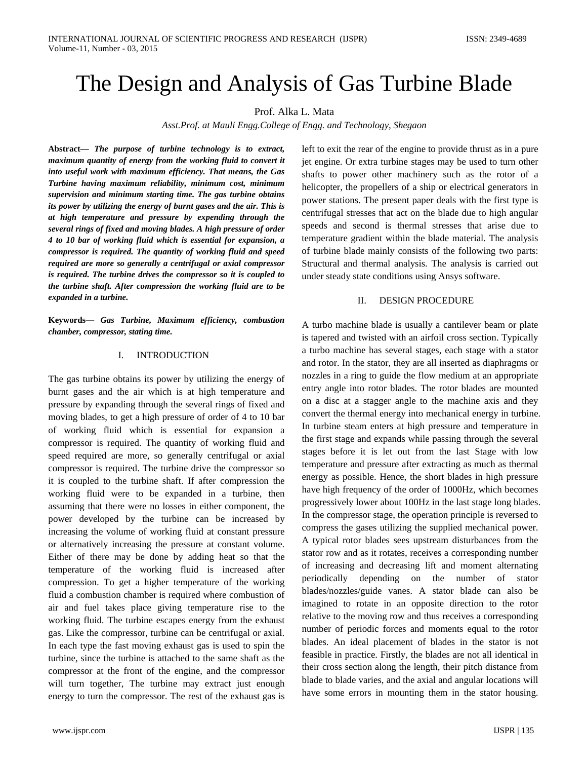# The Design and Analysis of Gas Turbine Blade

Prof. Alka L. Mata

*Asst.Prof. at Mauli Engg.College of Engg. and Technology, Shegaon*

**Abstract—** ***The purpose of turbine technology is to extract, maximum quantity of energy from the working fluid to convert it into useful work with maximum efficiency. That means, the Gas Turbine having maximum reliability, minimum cost, minimum supervision and minimum starting time. The gas turbine obtains its power by utilizing the energy of burnt gases and the air. This is at high temperature and pressure by expending through the several rings of fixed and moving blades. A high pressure of order 4 to 10 bar of working fluid which is essential for expansion, a compressor is required. The quantity of working fluid and speed required are more so generally a centrifugal or axial compressor is required. The turbine drives the compressor so it is coupled to the turbine shaft. After compression the working fluid are to be expanded in a turbine.***

**Keywords—** ***Gas Turbine, Maximum efficiency, combustion chamber, compressor, stating time.***

## I. INTRODUCTION

The gas turbine obtains its power by utilizing the energy of burnt gases and the air which is at high temperature and pressure by expanding through the several rings of fixed and moving blades, to get a high pressure of order of 4 to 10 bar of working fluid which is essential for expansion a compressor is required. The quantity of working fluid and speed required are more, so generally centrifugal or axial compressor is required. The turbine drive the compressor so it is coupled to the turbine shaft. If after compression the working fluid were to be expanded in a turbine, then assuming that there were no losses in either component, the power developed by the turbine can be increased by increasing the volume of working fluid at constant pressure or alternatively increasing the pressure at constant volume. Either of there may be done by adding heat so that the temperature of the working fluid is increased after compression. To get a higher temperature of the working fluid a combustion chamber is required where combustion of air and fuel takes place giving temperature rise to the working fluid. The turbine escapes energy from the exhaust gas. Like the compressor, turbine can be centrifugal or axial. In each type the fast moving exhaust gas is used to spin the turbine, since the turbine is attached to the same shaft as the compressor at the front of the engine, and the compressor will turn together, The turbine may extract just enough energy to turn the compressor. The rest of the exhaust gas is left to exit the rear of the engine to provide thrust as in a pure jet engine. Or extra turbine stages may be used to turn other shafts to power other machinery such as the rotor of a helicopter, the propellers of a ship or electrical generators in power stations. The present paper deals with the first type is centrifugal stresses that act on the blade due to high angular speeds and second is thermal stresses that arise due to temperature gradient within the blade material. The analysis of turbine blade mainly consists of the following two parts: Structural and thermal analysis. The analysis is carried out under steady state conditions using Ansys software.

## II. DESIGN PROCEDURE

A turbo machine blade is usually a cantilever beam or plate is tapered and twisted with an airfoil cross section. Typically a turbo machine has several stages, each stage with a stator and rotor. In the stator, they are all inserted as diaphragms or nozzles in a ring to guide the flow medium at an appropriate entry angle into rotor blades. The rotor blades are mounted on a disc at a stagger angle to the machine axis and they convert the thermal energy into mechanical energy in turbine. In turbine steam enters at high pressure and temperature in the first stage and expands while passing through the several stages before it is let out from the last Stage with low temperature and pressure after extracting as much as thermal energy as possible. Hence, the short blades in high pressure have high frequency of the order of 1000Hz, which becomes progressively lower about 100Hz in the last stage long blades. In the compressor stage, the operation principle is reversed to compress the gases utilizing the supplied mechanical power. A typical rotor blades sees upstream disturbances from the stator row and as it rotates, receives a corresponding number of increasing and decreasing lift and moment alternating periodically depending on the number of stator blades/nozzles/guide vanes. A stator blade can also be imagined to rotate in an opposite direction to the rotor relative to the moving row and thus receives a corresponding number of periodic forces and moments equal to the rotor blades. An ideal placement of blades in the stator is not feasible in practice. Firstly, the blades are not all identical in their cross section along the length, their pitch distance from blade to blade varies, and the axial and angular locations will have some errors in mounting them in the stator housing.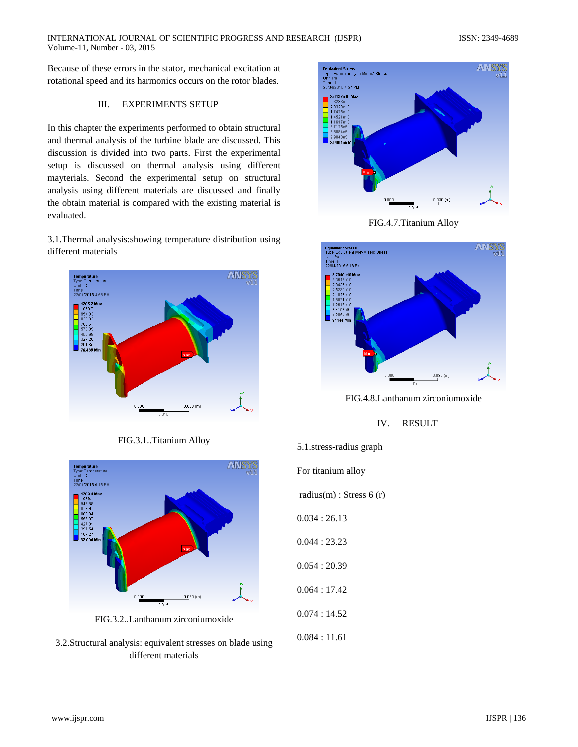Because of these errors in the stator, mechanical excitation at rotational speed and its harmonics occurs on the rotor blades.

## III. EXPERIMENTS SETUP

In this chapter the experiments performed to obtain structural and thermal analysis of the turbine blade are discussed. This discussion is divided into two parts. First the experimental setup is discussed on thermal analysis using different mayterials. Second the experimental setup on structural analysis using different materials are discussed and finally the obtain material is compared with the existing material is evaluated.

3.1.Thermal analysis:showing temperature distribution using different materials

FIG.3.1..Titanium Alloy

FIG.3.2..Lanthanum zirconiumoxide

3.2.Structural analysis: equivalent stresses on blade using different materials

FIG.4.7.Titanium Alloy

FIG.4.8.Lanthanum zirconiumoxide

## IV. RESULT

5.1.stress-radius graph

For titanium alloy

radius(m) : Stress 6 (r)

0.034 : 26.13

0.044 : 23.23

0.054 : 20.39

0.064 : 17.42

0.074 : 14.52

0.084 : 11.61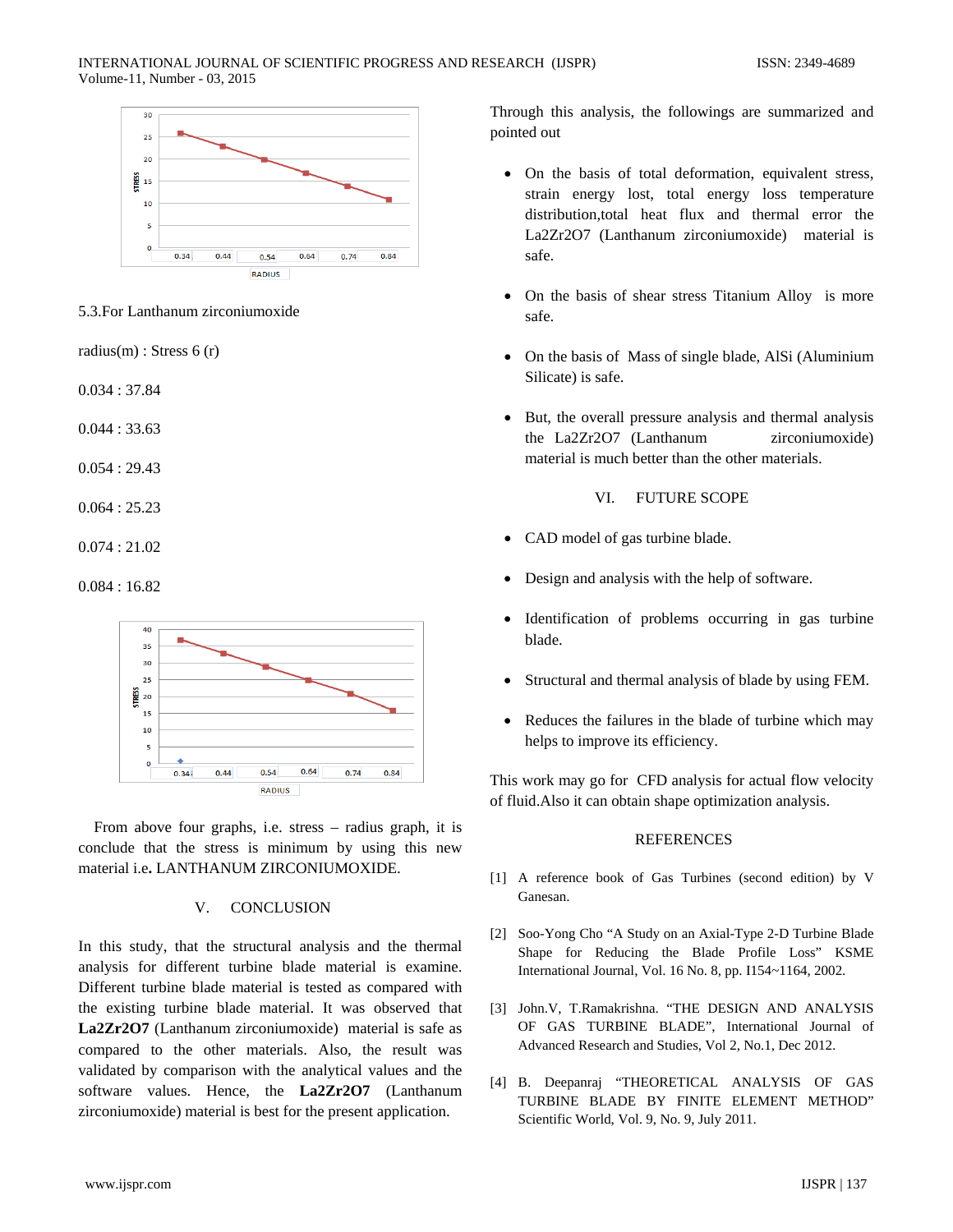5.3.For Lanthanum zirconiumoxide

radius(m) : Stress 6 (r)

0.034 : 37.84

0.044 : 33.63

0.054 : 29.43

0.064 : 25.23

0.074 : 21.02

0.084 : 16.82

From above four graphs, i.e. stress – radius graph, it is conclude that the stress is minimum by using this new material i.e. LANTHANUM ZIRCONIUMOXIDE.

## V. CONCLUSION

In this study, that the structural analysis and the thermal analysis for different turbine blade material is examine. Different turbine blade material is tested as compared with the existing turbine blade material. It was observed that **La2Zr2O7** (Lanthanum zirconiumoxide) material is safe as compared to the other materials. Also, the result was validated by comparison with the analytical values and the software values. Hence, the **La2Zr2O7** (Lanthanum zirconiumoxide) material is best for the present application.

Through this analysis, the followings are summarized and pointed out

- On the basis of total deformation, equivalent stress, strain energy lost, total energy loss temperature distribution,total heat flux and thermal error the La2Zr2O7 (Lanthanum zirconiumoxide) material is safe.
- On the basis of shear stress Titanium Alloy is more safe.
- On the basis of Mass of single blade, AlSi (Aluminium Silicate) is safe.
- But, the overall pressure analysis and thermal analysis the La2Zr2O7 (Lanthanum zirconiumoxide) material is much better than the other materials.

## VI. FUTURE SCOPE

- CAD model of gas turbine blade.
- Design and analysis with the help of software.
- Identification of problems occurring in gas turbine blade.
- Structural and thermal analysis of blade by using FEM.
- Reduces the failures in the blade of turbine which may helps to improve its efficiency.

This work may go for CFD analysis for actual flow velocity of fluid.Also it can obtain shape optimization analysis.

## REFERENCES

[1] A reference book of Gas Turbines (second edition) by V Ganesan.

[2] Soo-Yong Cho "A Study on an Axial-Type 2-D Turbine Blade Shape for Reducing the Blade Profile Loss" KSME International Journal, Vol. 16 No. 8, pp. I154~1164, 2002.

[3] John.V, T.Ramakrishna. "THE DESIGN AND ANALYSIS OF GAS TURBINE BLADE", International Journal of Advanced Research and Studies, Vol 2, No.1, Dec 2012.

[4] B. Deepanraj "THEORETICAL ANALYSIS OF GAS TURBINE BLADE BY FINITE ELEMENT METHOD" Scientific World, Vol. 9, No. 9, July 2011.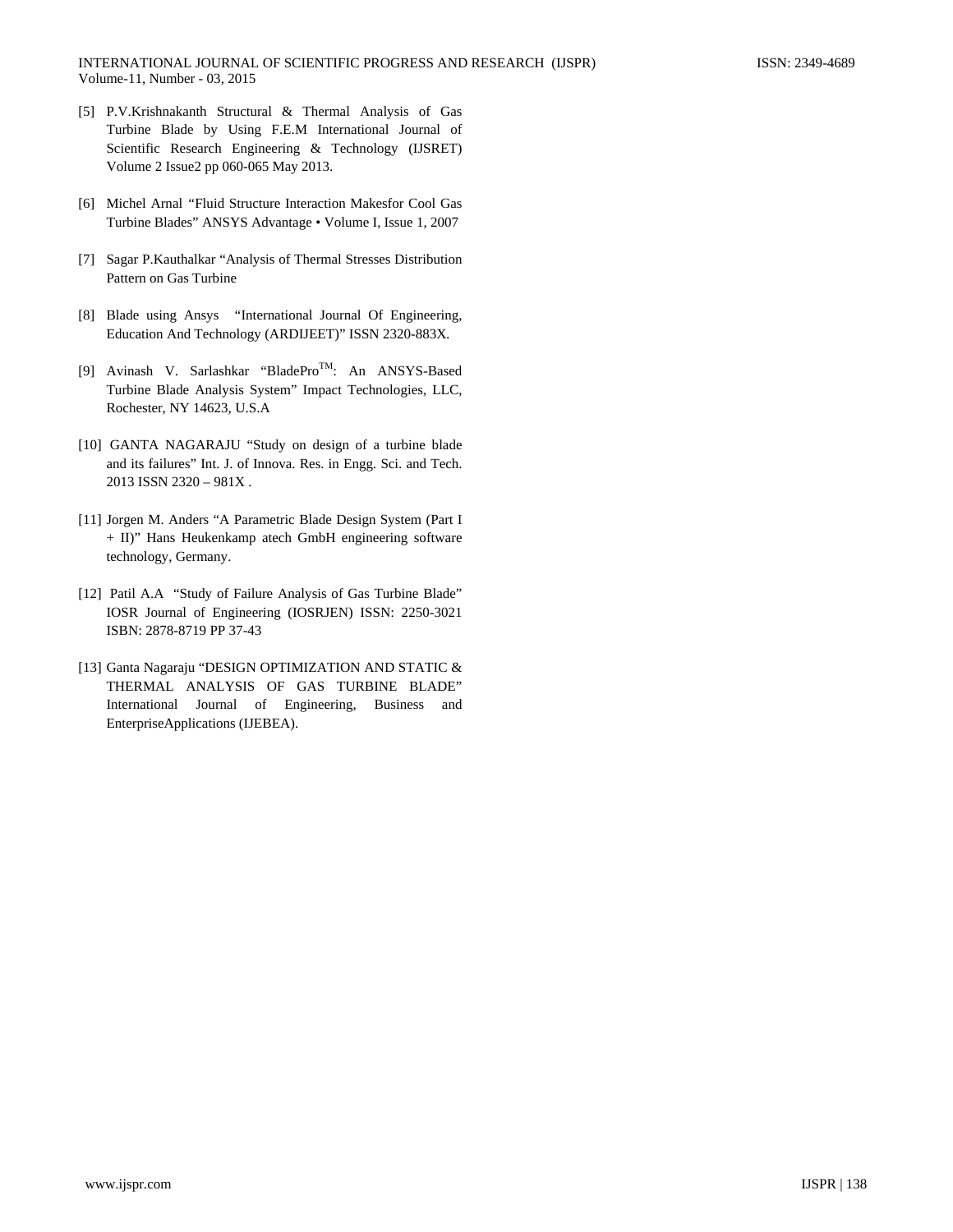[5] P.V.Krishnakanth Structural & Thermal Analysis of Gas Turbine Blade by Using F.E.M International Journal of Scientific Research Engineering & Technology (IJSRET) Volume 2 Issue2 pp 060-065 May 2013.

[6] Michel Arnal "Fluid Structure Interaction Makesfor Cool Gas Turbine Blades" ANSYS Advantage • Volume I, Issue 1, 2007

[7] Sagar P.Kauthalkar "Analysis of Thermal Stresses Distribution Pattern on Gas Turbine

[8] Blade using Ansys "International Journal Of Engineering, Education And Technology (ARDIJEET)" ISSN 2320-883X.

[9] Avinash V. Sarlashkar "BladePro™: An ANSYS-Based Turbine Blade Analysis System" Impact Technologies, LLC, Rochester, NY 14623, U.S.A

[10] GANTA NAGARAJU "Study on design of a turbine blade and its failures" Int. J. of Innova. Res. in Engg. Sci. and Tech. 2013 ISSN 2320 – 981X .

[11] Jorgen M. Anders "A Parametric Blade Design System (Part I + II)" Hans Heukenkamp atech GmbH engineering software technology, Germany.

[12] Patil A.A "Study of Failure Analysis of Gas Turbine Blade" IOSR Journal of Engineering (IOSRJEN) ISSN: 2250-3021 ISBN: 2878-8719 PP 37-43

[13] Ganta Nagaraju "DESIGN OPTIMIZATION AND STATIC & THERMAL ANALYSIS OF GAS TURBINE BLADE" International Journal of Engineering, Business and EnterpriseApplications (IJEBEA).